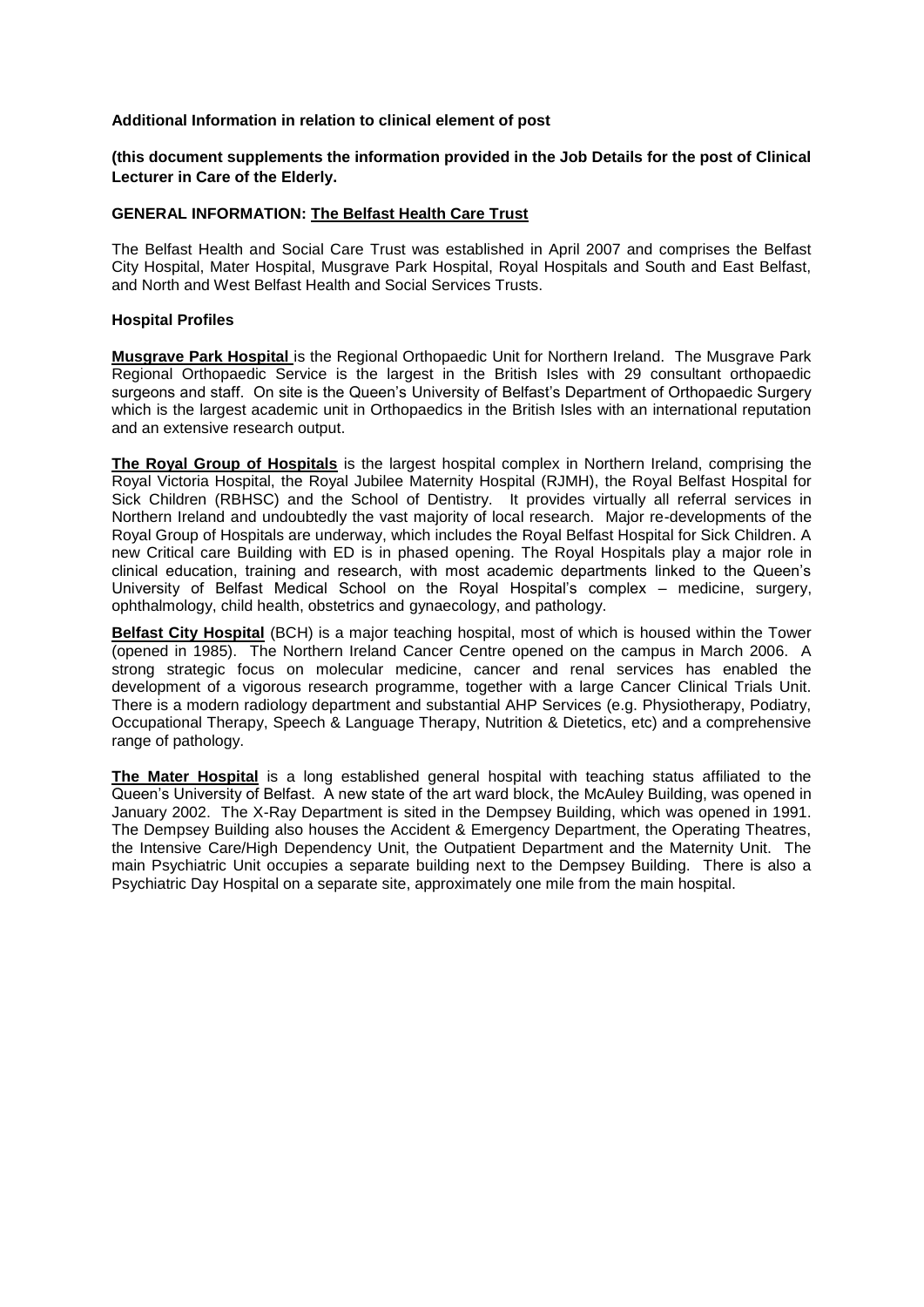**Additional Information in relation to clinical element of post**

**(this document supplements the information provided in the Job Details for the post of Clinical Lecturer in Care of the Elderly.**

**GENERAL INFORMATION: The Belfast Health Care Trust**

The Belfast Health and Social Care Trust was established in April 2007 and comprises the Belfast City Hospital, Mater Hospital, Musgrave Park Hospital, Royal Hospitals and South and East Belfast, and North and West Belfast Health and Social Services Trusts.

**Hospital Profiles**

**Musgrave Park Hospital** is the Regional Orthopaedic Unit for Northern Ireland. The Musgrave Park Regional Orthopaedic Service is the largest in the British Isles with 29 consultant orthopaedic surgeons and staff. On site is the Queen's University of Belfast's Department of Orthopaedic Surgery which is the largest academic unit in Orthopaedics in the British Isles with an international reputation and an extensive research output.

**The Royal Group of Hospitals** is the largest hospital complex in Northern Ireland, comprising the Royal Victoria Hospital, the Royal Jubilee Maternity Hospital (RJMH), the Royal Belfast Hospital for Sick Children (RBHSC) and the School of Dentistry. It provides virtually all referral services in Northern Ireland and undoubtedly the vast majority of local research. Major re-developments of the Royal Group of Hospitals are underway, which includes the Royal Belfast Hospital for Sick Children. A new Critical care Building with ED is in phased opening. The Royal Hospitals play a major role in clinical education, training and research, with most academic departments linked to the Queen's University of Belfast Medical School on the Royal Hospital's complex – medicine, surgery, ophthalmology, child health, obstetrics and gynaecology, and pathology.

**Belfast City Hospital** (BCH) is a major teaching hospital, most of which is housed within the Tower (opened in 1985). The Northern Ireland Cancer Centre opened on the campus in March 2006. A strong strategic focus on molecular medicine, cancer and renal services has enabled the development of a vigorous research programme, together with a large Cancer Clinical Trials Unit. There is a modern radiology department and substantial AHP Services (e.g. Physiotherapy, Podiatry, Occupational Therapy, Speech & Language Therapy, Nutrition & Dietetics, etc) and a comprehensive range of pathology.

**The Mater Hospital** is a long established general hospital with teaching status affiliated to the Queen's University of Belfast. A new state of the art ward block, the McAuley Building, was opened in January 2002. The X-Ray Department is sited in the Dempsey Building, which was opened in 1991. The Dempsey Building also houses the Accident & Emergency Department, the Operating Theatres, the Intensive Care/High Dependency Unit, the Outpatient Department and the Maternity Unit. The main Psychiatric Unit occupies a separate building next to the Dempsey Building. There is also a Psychiatric Day Hospital on a separate site, approximately one mile from the main hospital.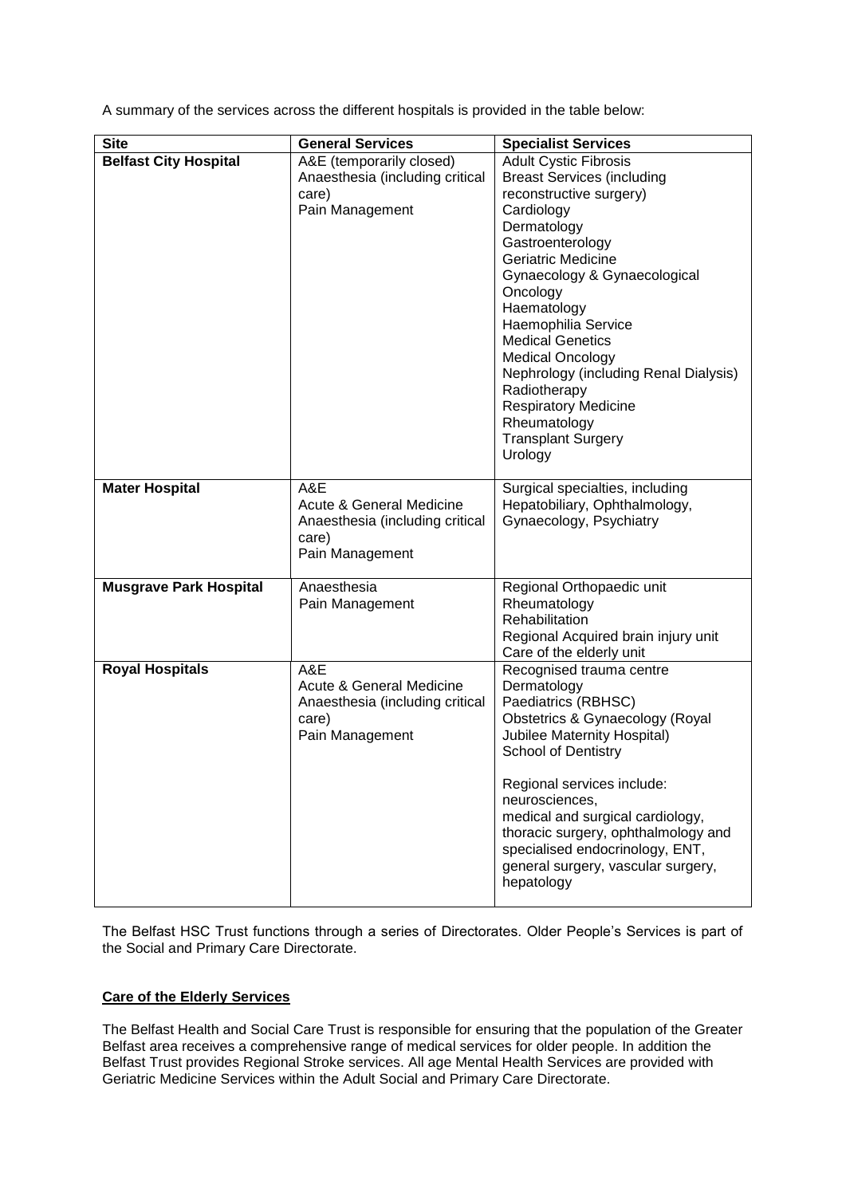A summary of the services across the different hospitals is provided in the table below:

| Site | General Services | Specialist Services |
|---|---|---|
| **Belfast City Hospital** | A&E (temporarily closed)<br>Anaesthesia (including critical care)<br>Pain Management | Adult Cystic Fibrosis<br>Breast Services (including reconstructive surgery)<br>Cardiology<br>Dermatology<br>Gastroenterology<br>Geriatric Medicine<br>Gynaecology & Gynaecological Oncology<br>Haematology<br>Haemophilia Service<br>Medical Genetics<br>Medical Oncology<br>Nephrology (including Renal Dialysis)<br>Radiotherapy<br>Respiratory Medicine<br>Rheumatology<br>Transplant Surgery<br>Urology |
| **Mater Hospital** | A&E<br>Acute & General Medicine<br>Anaesthesia (including critical care)<br>Pain Management | Surgical specialties, including Hepatobiliary, Ophthalmology, Gynaecology, Psychiatry |
| **Musgrave Park Hospital** | Anaesthesia<br>Pain Management | Regional Orthopaedic unit<br>Rheumatology<br>Rehabilitation<br>Regional Acquired brain injury unit<br>Care of the elderly unit |
| **Royal Hospitals** | A&E<br>Acute & General Medicine<br>Anaesthesia (including critical care)<br>Pain Management | Recognised trauma centre<br>Dermatology<br>Paediatrics (RBHSC)<br>Obstetrics & Gynaecology (Royal Jubilee Maternity Hospital)<br>School of Dentistry<br><br>Regional services include: neurosciences,<br>medical and surgical cardiology, thoracic surgery, ophthalmology and specialised endocrinology, ENT, general surgery, vascular surgery, hepatology |

The Belfast HSC Trust functions through a series of Directorates. Older People's Services is part of the Social and Primary Care Directorate.

**Care of the Elderly Services**

The Belfast Health and Social Care Trust is responsible for ensuring that the population of the Greater Belfast area receives a comprehensive range of medical services for older people. In addition the Belfast Trust provides Regional Stroke services. All age Mental Health Services are provided with Geriatric Medicine Services within the Adult Social and Primary Care Directorate.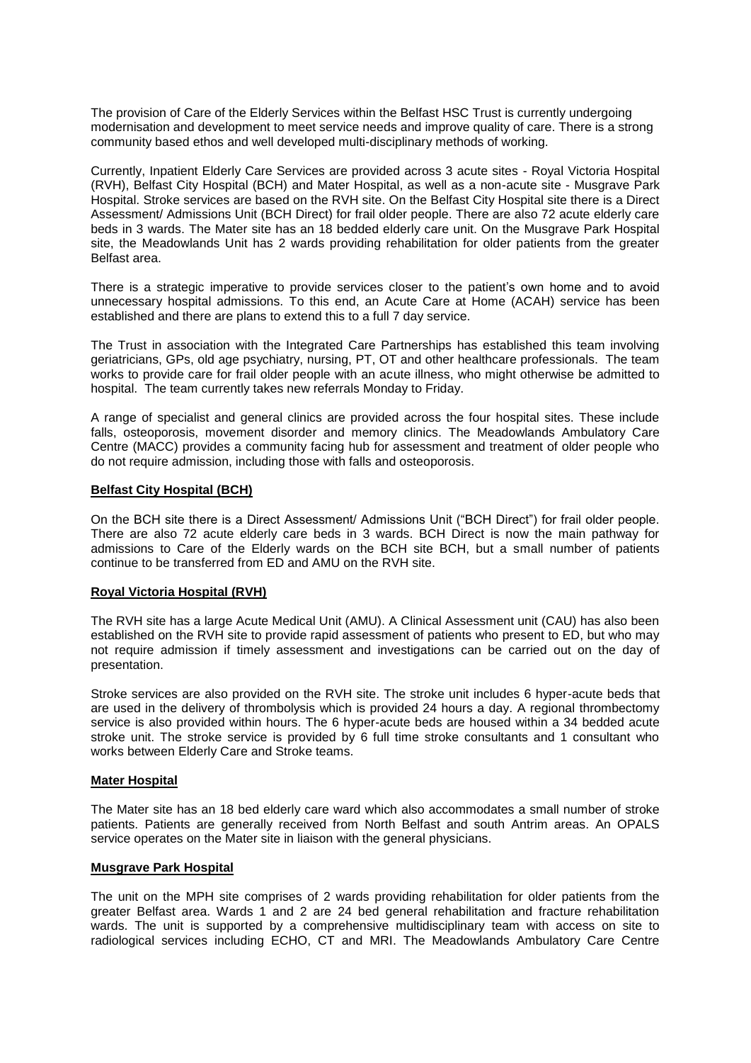The provision of Care of the Elderly Services within the Belfast HSC Trust is currently undergoing modernisation and development to meet service needs and improve quality of care. There is a strong community based ethos and well developed multi-disciplinary methods of working.

Currently, Inpatient Elderly Care Services are provided across 3 acute sites - Royal Victoria Hospital (RVH), Belfast City Hospital (BCH) and Mater Hospital, as well as a non-acute site - Musgrave Park Hospital. Stroke services are based on the RVH site. On the Belfast City Hospital site there is a Direct Assessment/ Admissions Unit (BCH Direct) for frail older people. There are also 72 acute elderly care beds in 3 wards. The Mater site has an 18 bedded elderly care unit. On the Musgrave Park Hospital site, the Meadowlands Unit has 2 wards providing rehabilitation for older patients from the greater Belfast area.

There is a strategic imperative to provide services closer to the patient's own home and to avoid unnecessary hospital admissions. To this end, an Acute Care at Home (ACAH) service has been established and there are plans to extend this to a full 7 day service.

The Trust in association with the Integrated Care Partnerships has established this team involving geriatricians, GPs, old age psychiatry, nursing, PT, OT and other healthcare professionals. The team works to provide care for frail older people with an acute illness, who might otherwise be admitted to hospital. The team currently takes new referrals Monday to Friday.

A range of specialist and general clinics are provided across the four hospital sites. These include falls, osteoporosis, movement disorder and memory clinics. The Meadowlands Ambulatory Care Centre (MACC) provides a community facing hub for assessment and treatment of older people who do not require admission, including those with falls and osteoporosis.

**Belfast City Hospital (BCH)**

On the BCH site there is a Direct Assessment/ Admissions Unit ("BCH Direct") for frail older people. There are also 72 acute elderly care beds in 3 wards. BCH Direct is now the main pathway for admissions to Care of the Elderly wards on the BCH site BCH, but a small number of patients continue to be transferred from ED and AMU on the RVH site.

**Royal Victoria Hospital (RVH)**

The RVH site has a large Acute Medical Unit (AMU). A Clinical Assessment unit (CAU) has also been established on the RVH site to provide rapid assessment of patients who present to ED, but who may not require admission if timely assessment and investigations can be carried out on the day of presentation.

Stroke services are also provided on the RVH site. The stroke unit includes 6 hyper-acute beds that are used in the delivery of thrombolysis which is provided 24 hours a day. A regional thrombectomy service is also provided within hours. The 6 hyper-acute beds are housed within a 34 bedded acute stroke unit. The stroke service is provided by 6 full time stroke consultants and 1 consultant who works between Elderly Care and Stroke teams.

**Mater Hospital**

The Mater site has an 18 bed elderly care ward which also accommodates a small number of stroke patients. Patients are generally received from North Belfast and south Antrim areas. An OPALS service operates on the Mater site in liaison with the general physicians.

**Musgrave Park Hospital**

The unit on the MPH site comprises of 2 wards providing rehabilitation for older patients from the greater Belfast area. Wards 1 and 2 are 24 bed general rehabilitation and fracture rehabilitation wards. The unit is supported by a comprehensive multidisciplinary team with access on site to radiological services including ECHO, CT and MRI. The Meadowlands Ambulatory Care Centre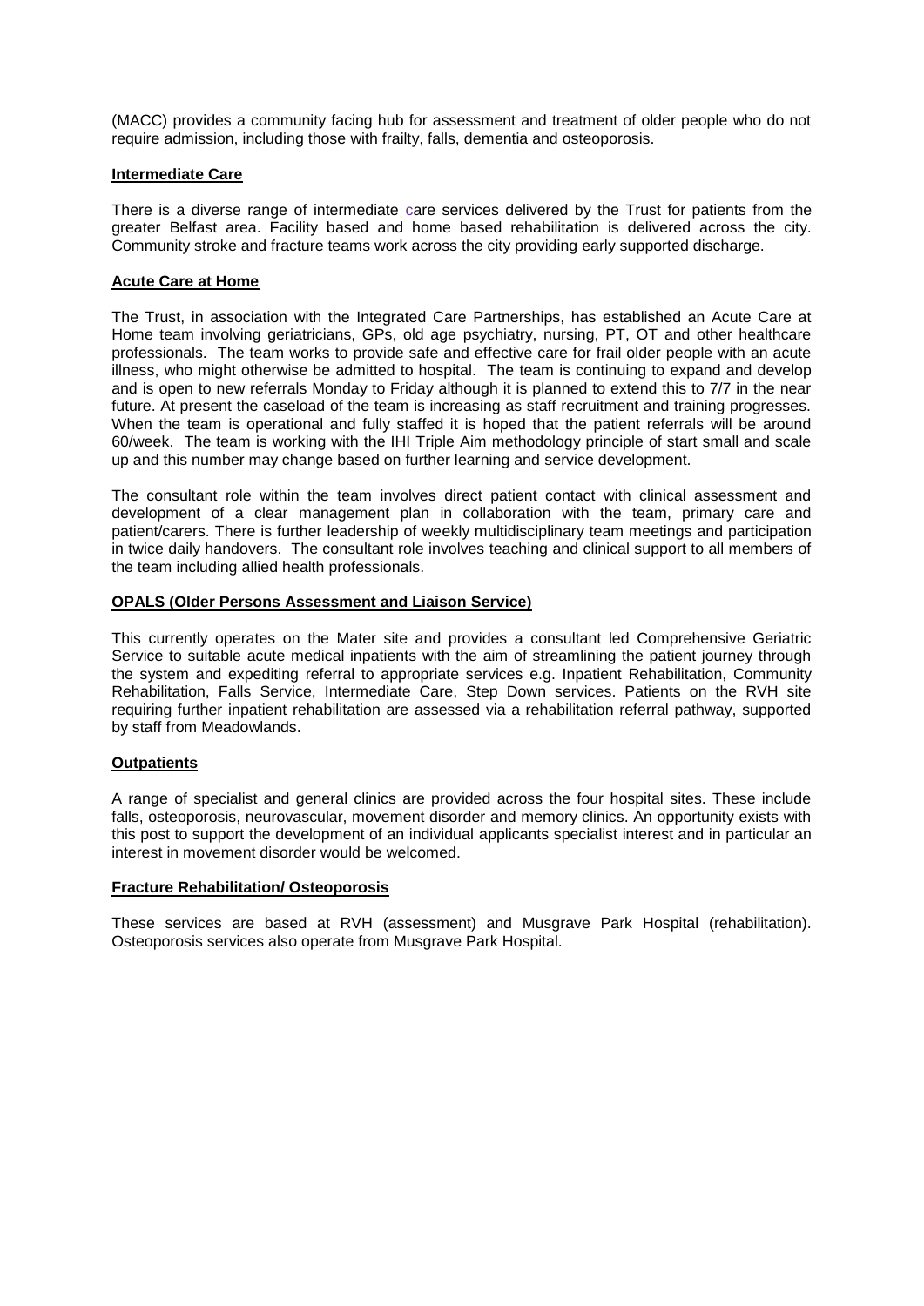(MACC) provides a community facing hub for assessment and treatment of older people who do not require admission, including those with frailty, falls, dementia and osteoporosis.

**Intermediate Care**

There is a diverse range of intermediate care services delivered by the Trust for patients from the greater Belfast area. Facility based and home based rehabilitation is delivered across the city. Community stroke and fracture teams work across the city providing early supported discharge.

**Acute Care at Home**

The Trust, in association with the Integrated Care Partnerships, has established an Acute Care at Home team involving geriatricians, GPs, old age psychiatry, nursing, PT, OT and other healthcare professionals. The team works to provide safe and effective care for frail older people with an acute illness, who might otherwise be admitted to hospital. The team is continuing to expand and develop and is open to new referrals Monday to Friday although it is planned to extend this to 7/7 in the near future. At present the caseload of the team is increasing as staff recruitment and training progresses. When the team is operational and fully staffed it is hoped that the patient referrals will be around 60/week. The team is working with the IHI Triple Aim methodology principle of start small and scale up and this number may change based on further learning and service development.

The consultant role within the team involves direct patient contact with clinical assessment and development of a clear management plan in collaboration with the team, primary care and patient/carers. There is further leadership of weekly multidisciplinary team meetings and participation in twice daily handovers. The consultant role involves teaching and clinical support to all members of the team including allied health professionals.

**OPALS (Older Persons Assessment and Liaison Service)**

This currently operates on the Mater site and provides a consultant led Comprehensive Geriatric Service to suitable acute medical inpatients with the aim of streamlining the patient journey through the system and expediting referral to appropriate services e.g. Inpatient Rehabilitation, Community Rehabilitation, Falls Service, Intermediate Care, Step Down services. Patients on the RVH site requiring further inpatient rehabilitation are assessed via a rehabilitation referral pathway, supported by staff from Meadowlands.

**Outpatients**

A range of specialist and general clinics are provided across the four hospital sites. These include falls, osteoporosis, neurovascular, movement disorder and memory clinics. An opportunity exists with this post to support the development of an individual applicants specialist interest and in particular an interest in movement disorder would be welcomed.

**Fracture Rehabilitation/ Osteoporosis**

These services are based at RVH (assessment) and Musgrave Park Hospital (rehabilitation). Osteoporosis services also operate from Musgrave Park Hospital.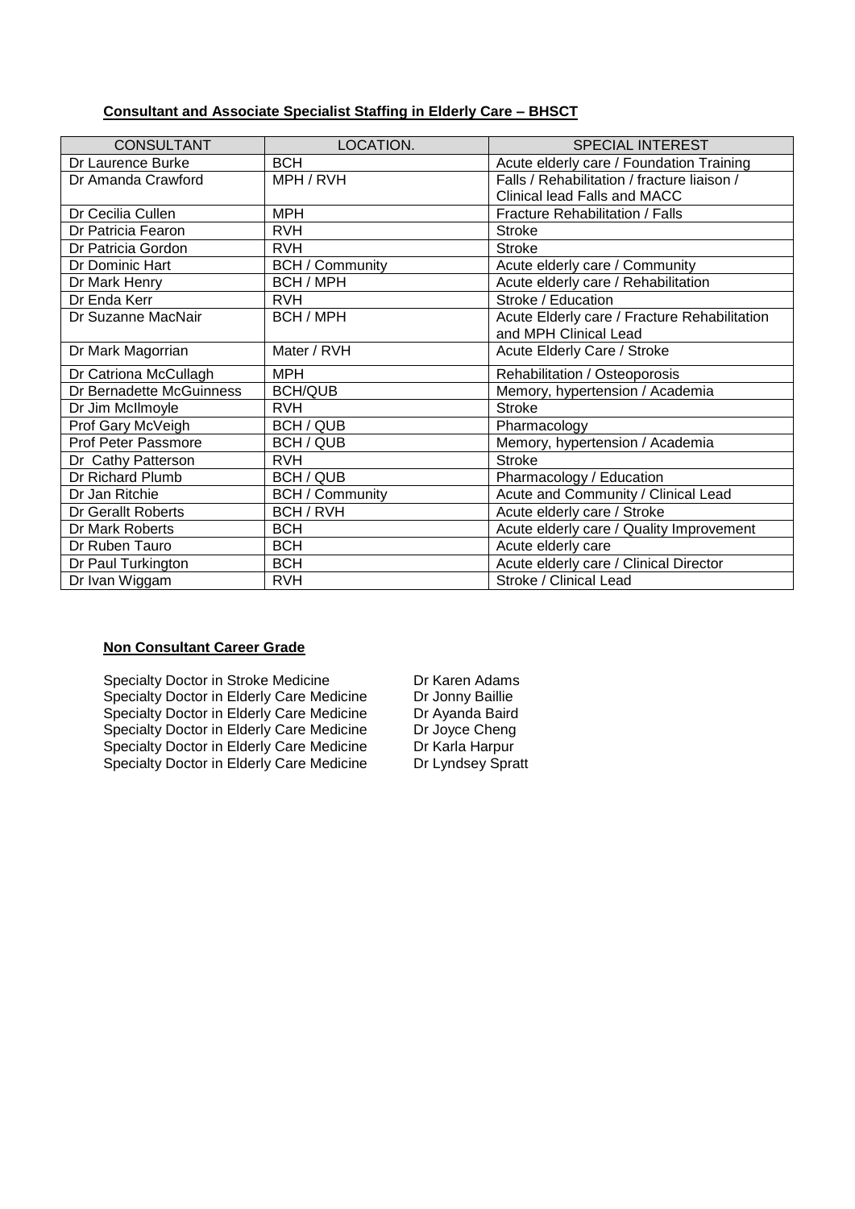**Consultant and Associate Specialist Staffing in Elderly Care – BHSCT**

| CONSULTANT | LOCATION. | SPECIAL INTEREST |
|---|---|---|
| Dr Laurence Burke | BCH | Acute elderly care / Foundation Training |
| Dr Amanda Crawford | MPH / RVH | Falls / Rehabilitation / fracture liaison / Clinical lead Falls and MACC |
| Dr Cecilia Cullen | MPH | Fracture Rehabilitation / Falls |
| Dr Patricia Fearon | RVH | Stroke |
| Dr Patricia Gordon | RVH | Stroke |
| Dr Dominic Hart | BCH / Community | Acute elderly care / Community |
| Dr Mark Henry | BCH / MPH | Acute elderly care / Rehabilitation |
| Dr Enda Kerr | RVH | Stroke / Education |
| Dr Suzanne MacNair | BCH / MPH | Acute Elderly care / Fracture Rehabilitation and MPH Clinical Lead |
| Dr Mark Magorrian | Mater / RVH | Acute Elderly Care / Stroke |
| Dr Catriona McCullagh | MPH | Rehabilitation / Osteoporosis |
| Dr Bernadette McGuinness | BCH/QUB | Memory, hypertension / Academia |
| Dr Jim McIlmoyle | RVH | Stroke |
| Prof Gary McVeigh | BCH / QUB | Pharmacology |
| Prof Peter Passmore | BCH / QUB | Memory, hypertension / Academia |
| Dr Cathy Patterson | RVH | Stroke |
| Dr Richard Plumb | BCH / QUB | Pharmacology / Education |
| Dr Jan Ritchie | BCH / Community | Acute and Community / Clinical Lead |
| Dr Gerallt Roberts | BCH / RVH | Acute elderly care / Stroke |
| Dr Mark Roberts | BCH | Acute elderly care / Quality Improvement |
| Dr Ruben Tauro | BCH | Acute elderly care |
| Dr Paul Turkington | BCH | Acute elderly care / Clinical Director |
| Dr Ivan Wiggam | RVH | Stroke / Clinical Lead |

**Non Consultant Career Grade**

| | |
|---|---|
| Specialty Doctor in Stroke Medicine | Dr Karen Adams |
| Specialty Doctor in Elderly Care Medicine | Dr Jonny Baillie |
| Specialty Doctor in Elderly Care Medicine | Dr Ayanda Baird |
| Specialty Doctor in Elderly Care Medicine | Dr Joyce Cheng |
| Specialty Doctor in Elderly Care Medicine | Dr Karla Harpur |
| Specialty Doctor in Elderly Care Medicine | Dr Lyndsey Spratt |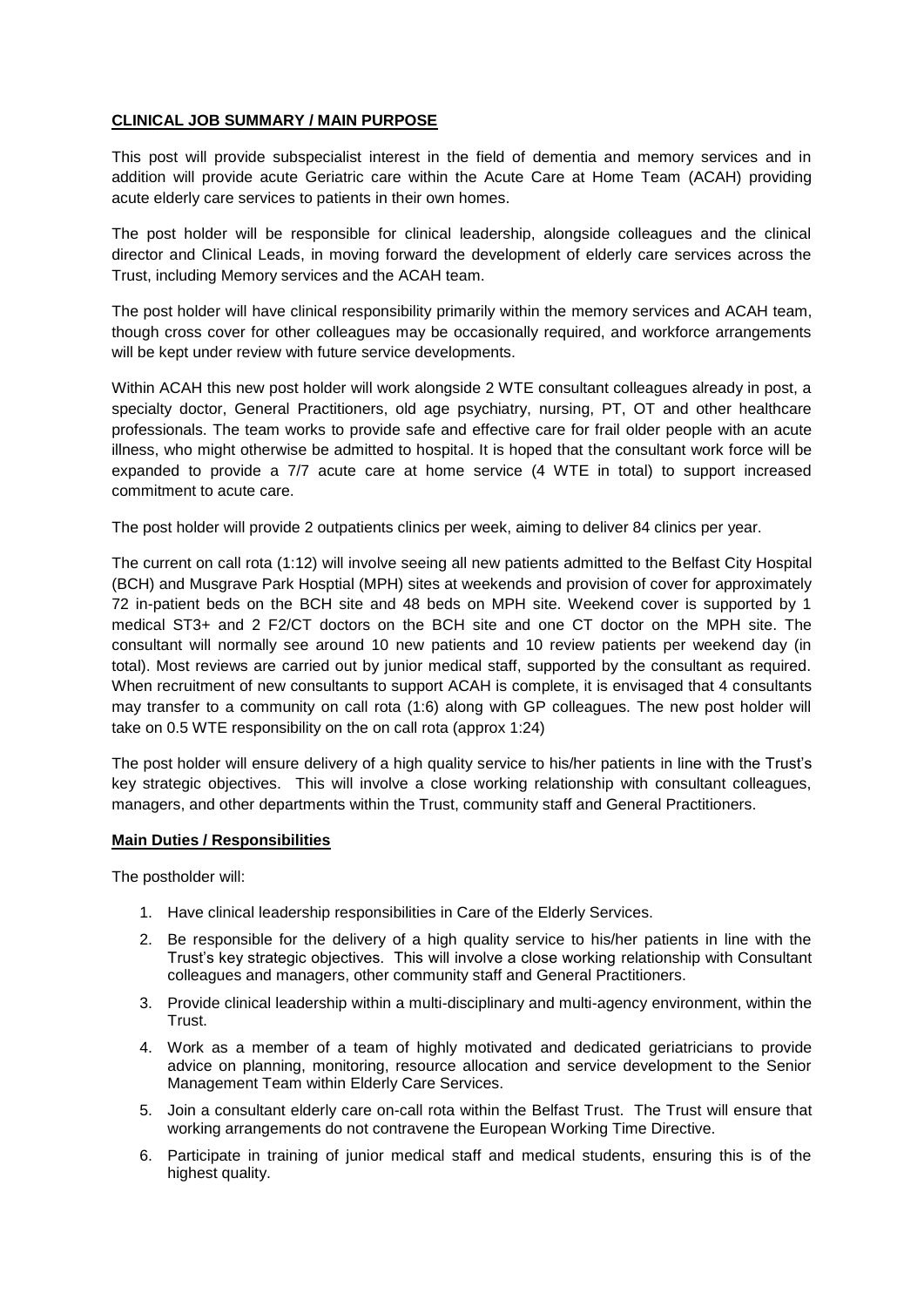**CLINICAL JOB SUMMARY / MAIN PURPOSE**

This post will provide subspecialist interest in the field of dementia and memory services and in addition will provide acute Geriatric care within the Acute Care at Home Team (ACAH) providing acute elderly care services to patients in their own homes.

The post holder will be responsible for clinical leadership, alongside colleagues and the clinical director and Clinical Leads, in moving forward the development of elderly care services across the Trust, including Memory services and the ACAH team.

The post holder will have clinical responsibility primarily within the memory services and ACAH team, though cross cover for other colleagues may be occasionally required, and workforce arrangements will be kept under review with future service developments.

Within ACAH this new post holder will work alongside 2 WTE consultant colleagues already in post, a specialty doctor, General Practitioners, old age psychiatry, nursing, PT, OT and other healthcare professionals. The team works to provide safe and effective care for frail older people with an acute illness, who might otherwise be admitted to hospital. It is hoped that the consultant work force will be expanded to provide a 7/7 acute care at home service (4 WTE in total) to support increased commitment to acute care.

The post holder will provide 2 outpatients clinics per week, aiming to deliver 84 clinics per year.

The current on call rota (1:12) will involve seeing all new patients admitted to the Belfast City Hospital (BCH) and Musgrave Park Hosptial (MPH) sites at weekends and provision of cover for approximately 72 in-patient beds on the BCH site and 48 beds on MPH site. Weekend cover is supported by 1 medical ST3+ and 2 F2/CT doctors on the BCH site and one CT doctor on the MPH site. The consultant will normally see around 10 new patients and 10 review patients per weekend day (in total). Most reviews are carried out by junior medical staff, supported by the consultant as required. When recruitment of new consultants to support ACAH is complete, it is envisaged that 4 consultants may transfer to a community on call rota (1:6) along with GP colleagues. The new post holder will take on 0.5 WTE responsibility on the on call rota (approx 1:24)

The post holder will ensure delivery of a high quality service to his/her patients in line with the Trust's key strategic objectives. This will involve a close working relationship with consultant colleagues, managers, and other departments within the Trust, community staff and General Practitioners.

**Main Duties / Responsibilities**

The postholder will:

1. Have clinical leadership responsibilities in Care of the Elderly Services.
2. Be responsible for the delivery of a high quality service to his/her patients in line with the Trust's key strategic objectives. This will involve a close working relationship with Consultant colleagues and managers, other community staff and General Practitioners.
3. Provide clinical leadership within a multi-disciplinary and multi-agency environment, within the Trust.
4. Work as a member of a team of highly motivated and dedicated geriatricians to provide advice on planning, monitoring, resource allocation and service development to the Senior Management Team within Elderly Care Services.
5. Join a consultant elderly care on-call rota within the Belfast Trust. The Trust will ensure that working arrangements do not contravene the European Working Time Directive.
6. Participate in training of junior medical staff and medical students, ensuring this is of the highest quality.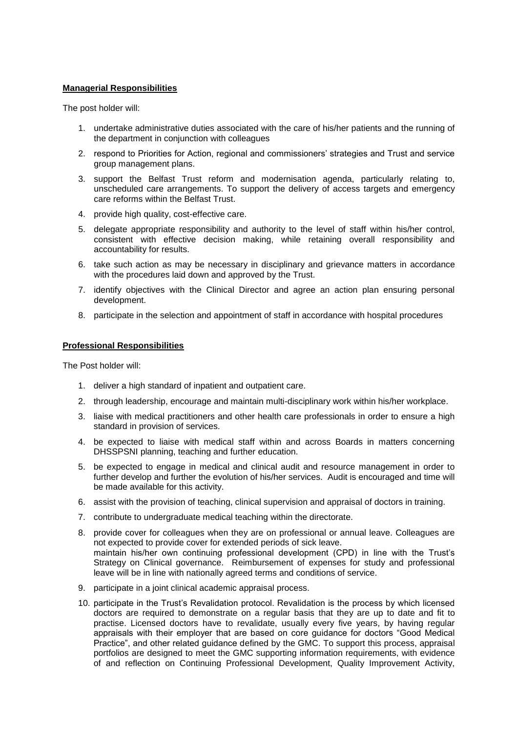**Managerial Responsibilities**

The post holder will:

1. undertake administrative duties associated with the care of his/her patients and the running of the department in conjunction with colleagues
2. respond to Priorities for Action, regional and commissioners' strategies and Trust and service group management plans.
3. support the Belfast Trust reform and modernisation agenda, particularly relating to, unscheduled care arrangements. To support the delivery of access targets and emergency care reforms within the Belfast Trust.
4. provide high quality, cost-effective care.
5. delegate appropriate responsibility and authority to the level of staff within his/her control, consistent with effective decision making, while retaining overall responsibility and accountability for results.
6. take such action as may be necessary in disciplinary and grievance matters in accordance with the procedures laid down and approved by the Trust.
7. identify objectives with the Clinical Director and agree an action plan ensuring personal development.
8. participate in the selection and appointment of staff in accordance with hospital procedures

**Professional Responsibilities**

The Post holder will:

1. deliver a high standard of inpatient and outpatient care.
2. through leadership, encourage and maintain multi-disciplinary work within his/her workplace.
3. liaise with medical practitioners and other health care professionals in order to ensure a high standard in provision of services.
4. be expected to liaise with medical staff within and across Boards in matters concerning DHSSPSNI planning, teaching and further education.
5. be expected to engage in medical and clinical audit and resource management in order to further develop and further the evolution of his/her services. Audit is encouraged and time will be made available for this activity.
6. assist with the provision of teaching, clinical supervision and appraisal of doctors in training.
7. contribute to undergraduate medical teaching within the directorate.
8. provide cover for colleagues when they are on professional or annual leave. Colleagues are not expected to provide cover for extended periods of sick leave.
   maintain his/her own continuing professional development (CPD) in line with the Trust's Strategy on Clinical governance. Reimbursement of expenses for study and professional leave will be in line with nationally agreed terms and conditions of service.
9. participate in a joint clinical academic appraisal process.
10. participate in the Trust's Revalidation protocol. Revalidation is the process by which licensed doctors are required to demonstrate on a regular basis that they are up to date and fit to practise. Licensed doctors have to revalidate, usually every five years, by having regular appraisals with their employer that are based on core guidance for doctors "Good Medical Practice", and other related guidance defined by the GMC. To support this process, appraisal portfolios are designed to meet the GMC supporting information requirements, with evidence of and reflection on Continuing Professional Development, Quality Improvement Activity,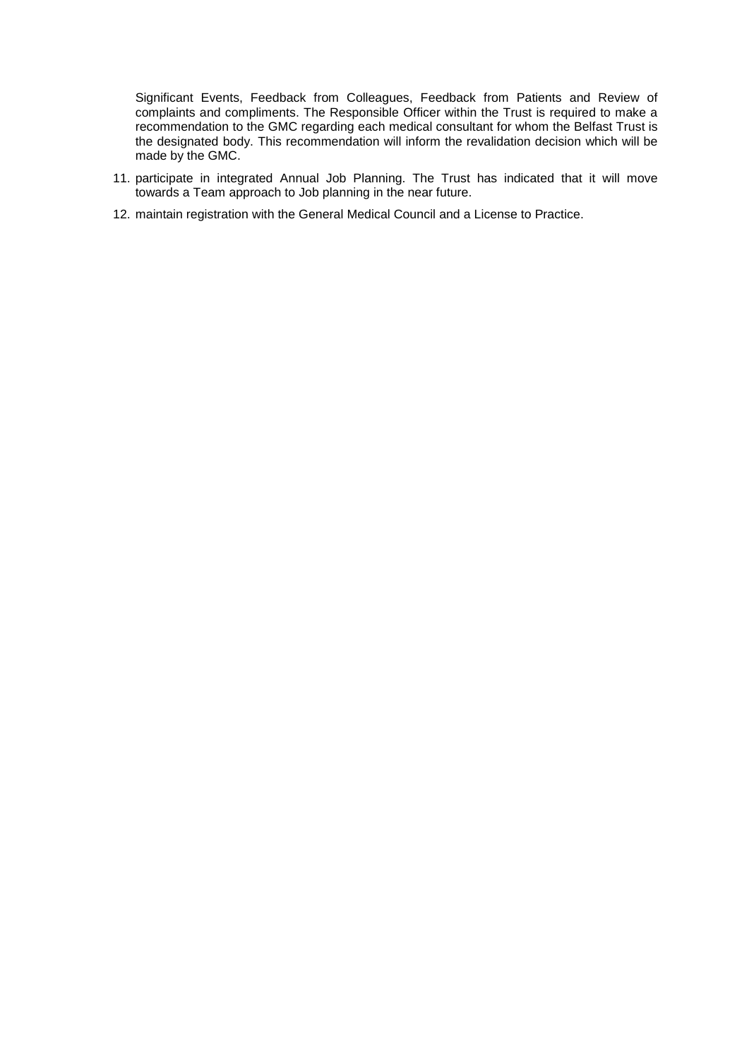Significant Events, Feedback from Colleagues, Feedback from Patients and Review of complaints and compliments. The Responsible Officer within the Trust is required to make a recommendation to the GMC regarding each medical consultant for whom the Belfast Trust is the designated body. This recommendation will inform the revalidation decision which will be made by the GMC.

11. participate in integrated Annual Job Planning. The Trust has indicated that it will move towards a Team approach to Job planning in the near future.
12. maintain registration with the General Medical Council and a License to Practice.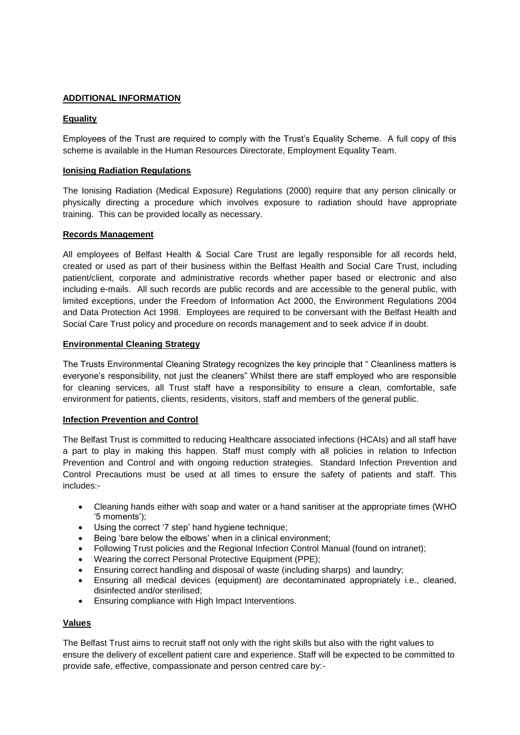## ADDITIONAL INFORMATION

### Equality

Employees of the Trust are required to comply with the Trust's Equality Scheme. A full copy of this scheme is available in the Human Resources Directorate, Employment Equality Team.

### Ionising Radiation Regulations

The Ionising Radiation (Medical Exposure) Regulations (2000) require that any person clinically or physically directing a procedure which involves exposure to radiation should have appropriate training. This can be provided locally as necessary.

### Records Management

All employees of Belfast Health & Social Care Trust are legally responsible for all records held, created or used as part of their business within the Belfast Health and Social Care Trust, including patient/client, corporate and administrative records whether paper based or electronic and also including e-mails. All such records are public records and are accessible to the general public, with limited exceptions, under the Freedom of Information Act 2000, the Environment Regulations 2004 and Data Protection Act 1998. Employees are required to be conversant with the Belfast Health and Social Care Trust policy and procedure on records management and to seek advice if in doubt.

### Environmental Cleaning Strategy

The Trusts Environmental Cleaning Strategy recognizes the key principle that " Cleanliness matters is everyone's responsibility, not just the cleaners" Whilst there are staff employed who are responsible for cleaning services, all Trust staff have a responsibility to ensure a clean, comfortable, safe environment for patients, clients, residents, visitors, staff and members of the general public.

### Infection Prevention and Control

The Belfast Trust is committed to reducing Healthcare associated infections (HCAIs) and all staff have a part to play in making this happen. Staff must comply with all policies in relation to Infection Prevention and Control and with ongoing reduction strategies. Standard Infection Prevention and Control Precautions must be used at all times to ensure the safety of patients and staff. This includes:-

- Cleaning hands either with soap and water or a hand sanitiser at the appropriate times (WHO '5 moments');
- Using the correct '7 step' hand hygiene technique;
- Being 'bare below the elbows' when in a clinical environment;
- Following Trust policies and the Regional Infection Control Manual (found on intranet);
- Wearing the correct Personal Protective Equipment (PPE);
- Ensuring correct handling and disposal of waste (including sharps) and laundry;
- Ensuring all medical devices (equipment) are decontaminated appropriately i.e., cleaned, disinfected and/or sterilised;
- Ensuring compliance with High Impact Interventions.

### Values

The Belfast Trust aims to recruit staff not only with the right skills but also with the right values to ensure the delivery of excellent patient care and experience. Staff will be expected to be committed to provide safe, effective, compassionate and person centred care by:-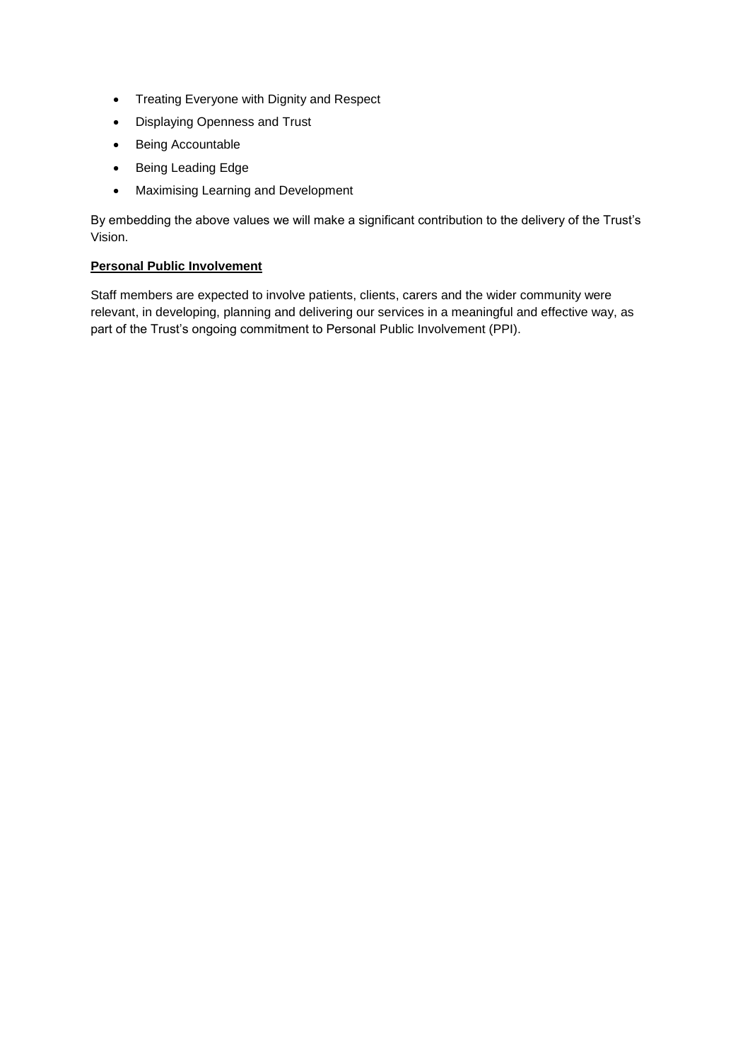- Treating Everyone with Dignity and Respect
- Displaying Openness and Trust
- Being Accountable
- Being Leading Edge
- Maximising Learning and Development

By embedding the above values we will make a significant contribution to the delivery of the Trust's Vision.

**Personal Public Involvement**

Staff members are expected to involve patients, clients, carers and the wider community were relevant, in developing, planning and delivering our services in a meaningful and effective way, as part of the Trust's ongoing commitment to Personal Public Involvement (PPI).